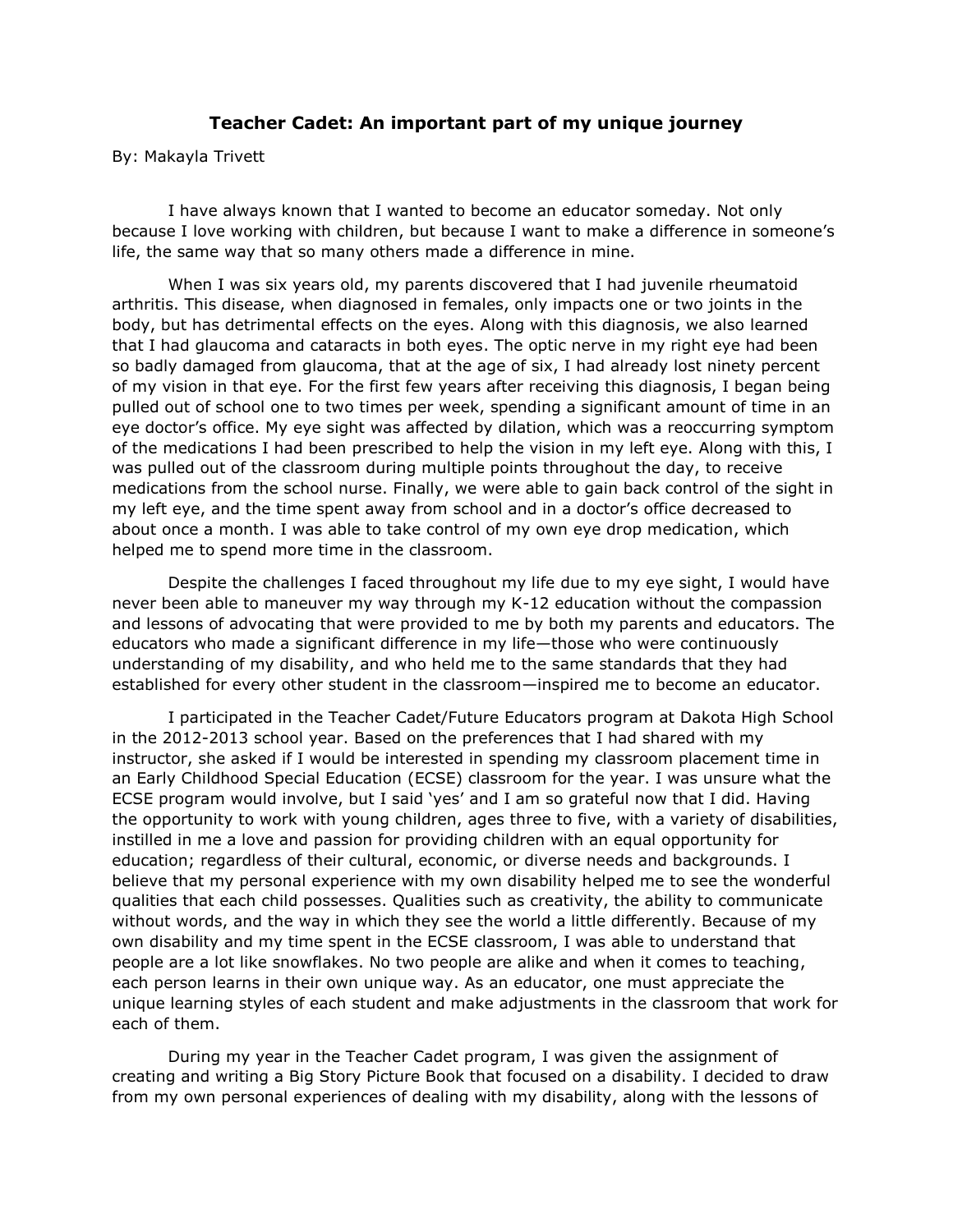# Teacher Cadet: An important part of my unique journey

By: Makayla Trivett

I have always known that I wanted to become an educator someday. Not only because I love working with children, but because I want to make a difference in someone's life, the same way that so many others made a difference in mine.

When I was six years old, my parents discovered that I had juvenile rheumatoid arthritis. This disease, when diagnosed in females, only impacts one or two joints in the body, but has detrimental effects on the eyes. Along with this diagnosis, we also learned that I had glaucoma and cataracts in both eyes. The optic nerve in my right eye had been so badly damaged from glaucoma, that at the age of six, I had already lost ninety percent of my vision in that eye. For the first few years after receiving this diagnosis, I began being pulled out of school one to two times per week, spending a significant amount of time in an eye doctor's office. My eye sight was affected by dilation, which was a reoccurring symptom of the medications I had been prescribed to help the vision in my left eye. Along with this, I was pulled out of the classroom during multiple points throughout the day, to receive medications from the school nurse. Finally, we were able to gain back control of the sight in my left eye, and the time spent away from school and in a doctor's office decreased to about once a month. I was able to take control of my own eye drop medication, which helped me to spend more time in the classroom.

Despite the challenges I faced throughout my life due to my eye sight, I would have never been able to maneuver my way through my K-12 education without the compassion and lessons of advocating that were provided to me by both my parents and educators. The educators who made a significant difference in my life—those who were continuously understanding of my disability, and who held me to the same standards that they had established for every other student in the classroom—inspired me to become an educator.

I participated in the Teacher Cadet/Future Educators program at Dakota High School in the 2012-2013 school year. Based on the preferences that I had shared with my instructor, she asked if I would be interested in spending my classroom placement time in an Early Childhood Special Education (ECSE) classroom for the year. I was unsure what the ECSE program would involve, but I said 'yes' and I am so grateful now that I did. Having the opportunity to work with young children, ages three to five, with a variety of disabilities, instilled in me a love and passion for providing children with an equal opportunity for education; regardless of their cultural, economic, or diverse needs and backgrounds. I believe that my personal experience with my own disability helped me to see the wonderful qualities that each child possesses. Qualities such as creativity, the ability to communicate without words, and the way in which they see the world a little differently. Because of my own disability and my time spent in the ECSE classroom, I was able to understand that people are a lot like snowflakes. No two people are alike and when it comes to teaching, each person learns in their own unique way. As an educator, one must appreciate the unique learning styles of each student and make adjustments in the classroom that work for each of them.

During my year in the Teacher Cadet program, I was given the assignment of creating and writing a Big Story Picture Book that focused on a disability. I decided to draw from my own personal experiences of dealing with my disability, along with the lessons of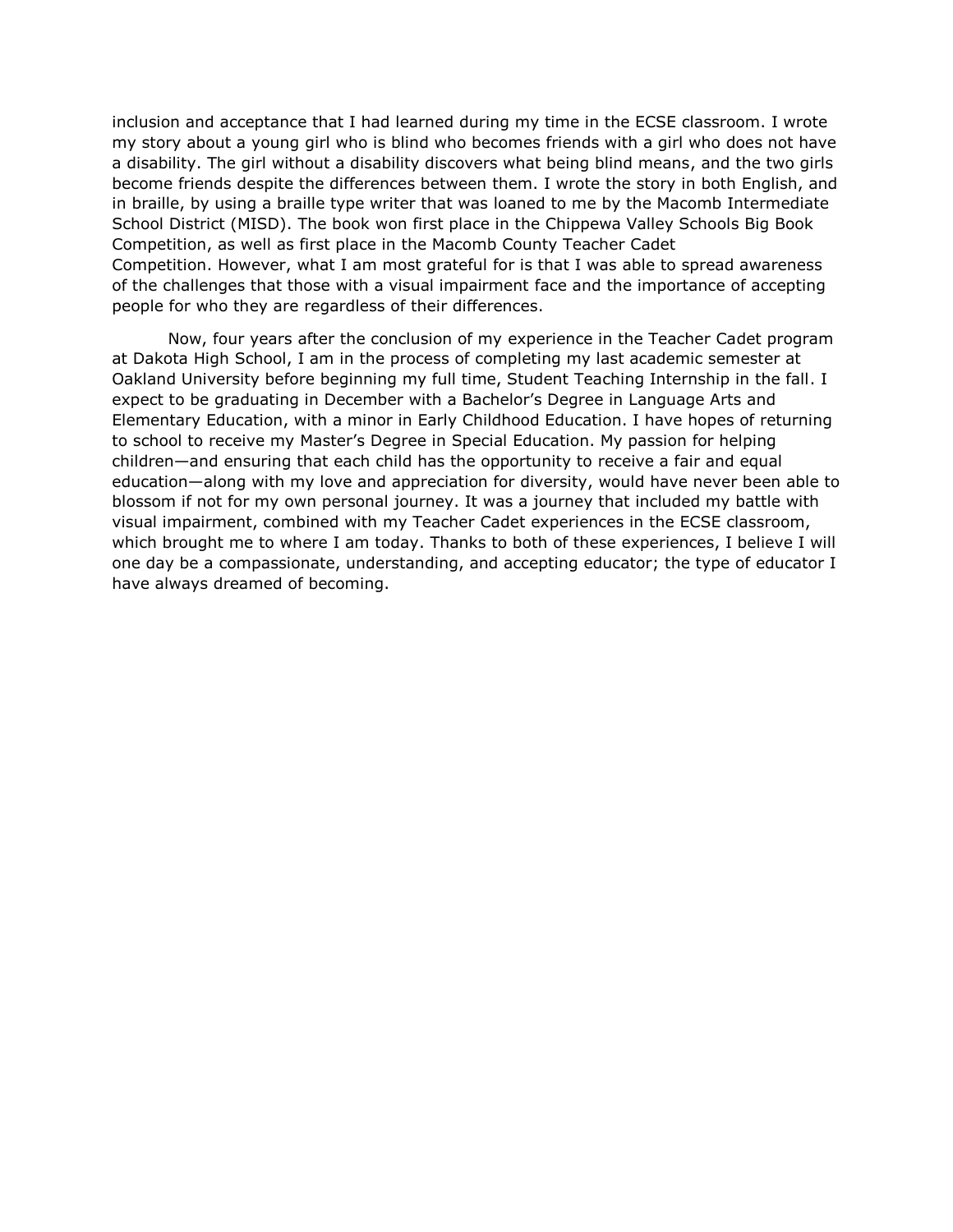inclusion and acceptance that I had learned during my time in the ECSE classroom. I wrote my story about a young girl who is blind who becomes friends with a girl who does not have a disability. The girl without a disability discovers what being blind means, and the two girls become friends despite the differences between them. I wrote the story in both English, and in braille, by using a braille type writer that was loaned to me by the Macomb Intermediate School District (MISD). The book won first place in the Chippewa Valley Schools Big Book Competition, as well as first place in the Macomb County Teacher Cadet Competition. However, what I am most grateful for is that I was able to spread awareness of the challenges that those with a visual impairment face and the importance of accepting people for who they are regardless of their differences.

Now, four years after the conclusion of my experience in the Teacher Cadet program at Dakota High School, I am in the process of completing my last academic semester at Oakland University before beginning my full time, Student Teaching Internship in the fall. I expect to be graduating in December with a Bachelor's Degree in Language Arts and Elementary Education, with a minor in Early Childhood Education. I have hopes of returning to school to receive my Master's Degree in Special Education. My passion for helping children—and ensuring that each child has the opportunity to receive a fair and equal education—along with my love and appreciation for diversity, would have never been able to blossom if not for my own personal journey. It was a journey that included my battle with visual impairment, combined with my Teacher Cadet experiences in the ECSE classroom, which brought me to where I am today. Thanks to both of these experiences, I believe I will one day be a compassionate, understanding, and accepting educator; the type of educator I have always dreamed of becoming.